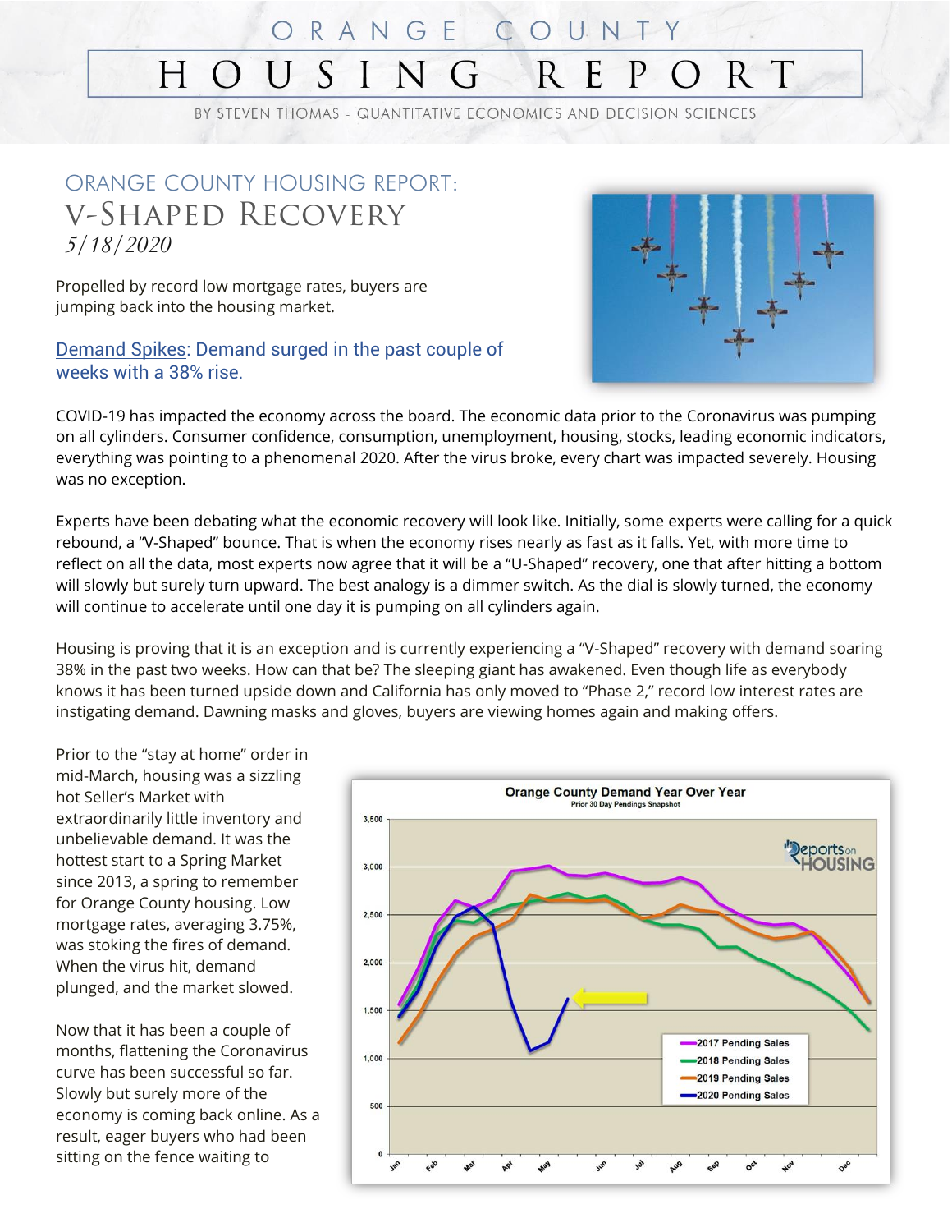# ORANGE COUNTY HOUSING REPORT

BY STEVEN THOMAS - QUANTITATIVE ECONOMICS AND DECISION SCIENCES

## ORANGE COUNTY HOUSING REPORT: V-SHAPED RECOVERY

*5/18/2020*

Propelled by record low mortgage rates, buyers are jumping back into the housing market.

### Demand Spikes: Demand surged in the past couple of weeks with a 38% rise.

COVID-19 has impacted the economy across the board. The economic data prior to the Coronavirus was pumping on all cylinders. Consumer confidence, consumption, unemployment, housing, stocks, leading economic indicators, everything was pointing to a phenomenal 2020. After the virus broke, every chart was impacted severely. Housing was no exception.

Experts have been debating what the economic recovery will look like. Initially, some experts were calling for a quick rebound, a "V-Shaped" bounce. That is when the economy rises nearly as fast as it falls. Yet, with more time to reflect on all the data, most experts now agree that it will be a "U-Shaped" recovery, one that after hitting a bottom will slowly but surely turn upward. The best analogy is a dimmer switch. As the dial is slowly turned, the economy will continue to accelerate until one day it is pumping on all cylinders again.

Housing is proving that it is an exception and is currently experiencing a "V-Shaped" recovery with demand soaring 38% in the past two weeks. How can that be? The sleeping giant has awakened. Even though life as everybody knows it has been turned upside down and California has only moved to "Phase 2," record low interest rates are instigating demand. Dawning masks and gloves, buyers are viewing homes again and making offers.

Prior to the "stay at home" order in mid-March, housing was a sizzling hot Seller's Market with extraordinarily little inventory and unbelievable demand. It was the hottest start to a Spring Market since 2013, a spring to remember for Orange County housing. Low mortgage rates, averaging 3.75%, was stoking the fires of demand. When the virus hit, demand plunged, and the market slowed.

Now that it has been a couple of months, flattening the Coronavirus curve has been successful so far. Slowly but surely more of the economy is coming back online. As a result, eager buyers who had been sitting on the fence waiting to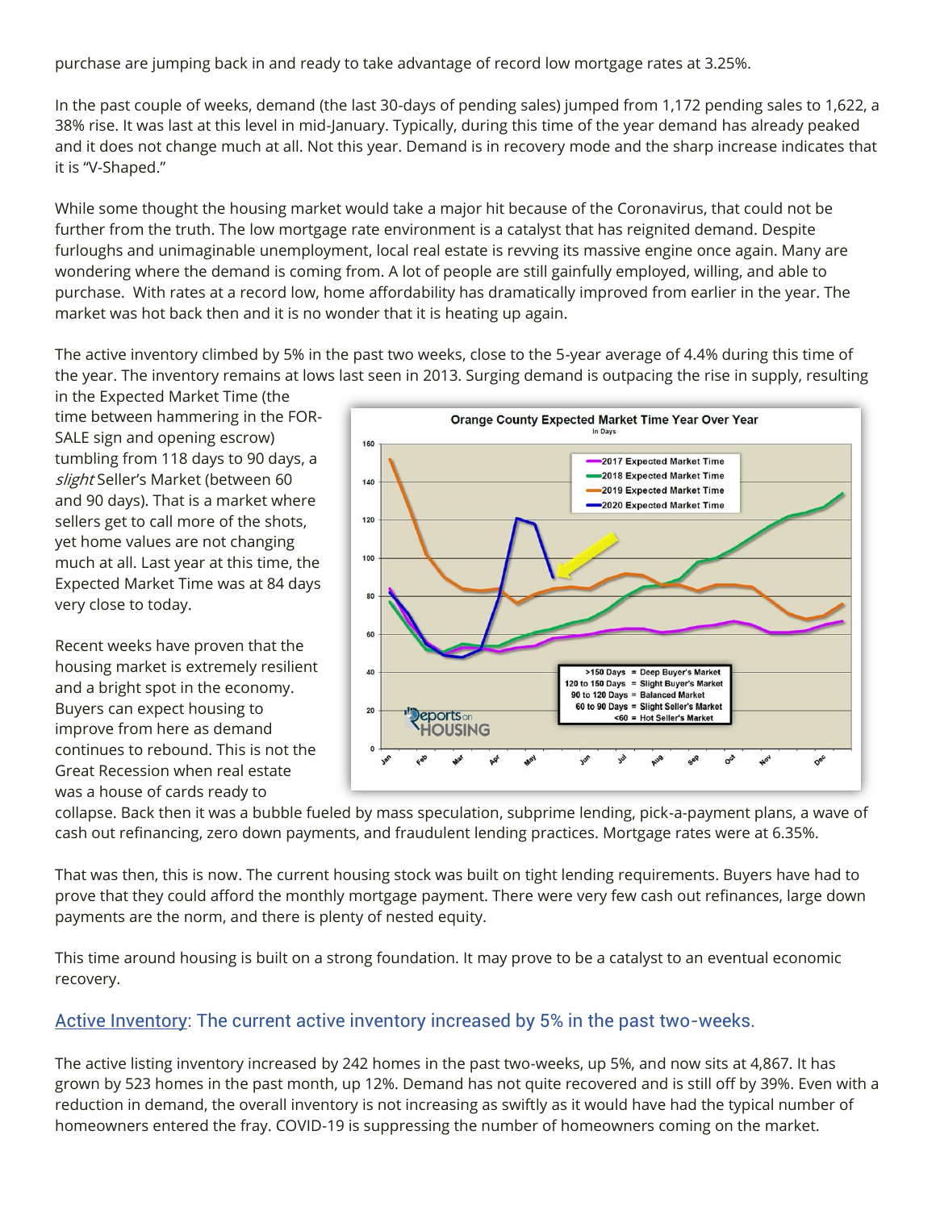purchase are jumping back in and ready to take advantage of record low mortgage rates at 3.25%.

In the past couple of weeks, demand (the last 30-days of pending sales) jumped from 1,172 pending sales to 1,622, a 38% rise. It was last at this level in mid-January. Typically, during this time of the year demand has already peaked and it does not change much at all. Not this year. Demand is in recovery mode and the sharp increase indicates that it is "V-Shaped."

While some thought the housing market would take a major hit because of the Coronavirus, that could not be further from the truth. The low mortgage rate environment is a catalyst that has reignited demand. Despite furloughs and unimaginable unemployment, local real estate is revving its massive engine once again. Many are wondering where the demand is coming from. A lot of people are still gainfully employed, willing, and able to purchase. With rates at a record low, home affordability has dramatically improved from earlier in the year. The market was hot back then and it is no wonder that it is heating up again.

The active inventory climbed by 5% in the past two weeks, close to the 5-year average of 4.4% during this time of the year. The inventory remains at lows last seen in 2013. Surging demand is outpacing the rise in supply, resulting in the Expected Market Time (the time between hammering in the FOR-SALE sign and opening escrow) tumbling from 118 days to 90 days, a *slight* Seller's Market (between 60 and 90 days). That is a market where sellers get to call more of the shots, yet home values are not changing much at all. Last year at this time, the Expected Market Time was at 84 days very close to today.

Recent weeks have proven that the housing market is extremely resilient and a bright spot in the economy. Buyers can expect housing to improve from here as demand continues to rebound. This is not the Great Recession when real estate was a house of cards ready to collapse. Back then it was a bubble fueled by mass speculation, subprime lending, pick-a-payment plans, a wave of cash out refinancing, zero down payments, and fraudulent lending practices. Mortgage rates were at 6.35%.

That was then, this is now. The current housing stock was built on tight lending requirements. Buyers have had to prove that they could afford the monthly mortgage payment. There were very few cash out refinances, large down payments are the norm, and there is plenty of nested equity.

This time around housing is built on a strong foundation. It may prove to be a catalyst to an eventual economic recovery.

## Active Inventory: The current active inventory increased by 5% in the past two-weeks.

The active listing inventory increased by 242 homes in the past two-weeks, up 5%, and now sits at 4,867. It has grown by 523 homes in the past month, up 12%. Demand has not quite recovered and is still off by 39%. Even with a reduction in demand, the overall inventory is not increasing as swiftly as it would have had the typical number of homeowners entered the fray. COVID-19 is suppressing the number of homeowners coming on the market.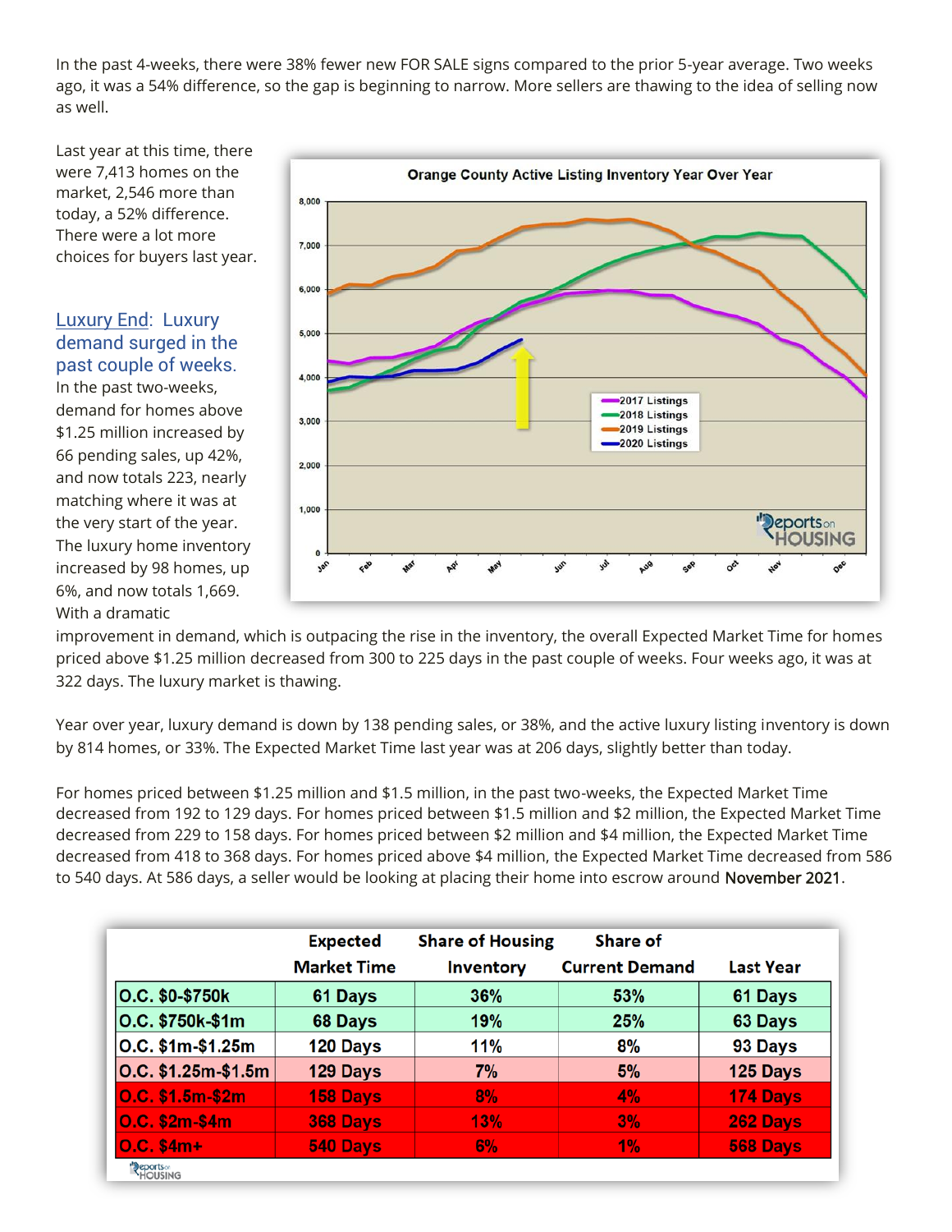In the past 4-weeks, there were 38% fewer new FOR SALE signs compared to the prior 5-year average. Two weeks ago, it was a 54% difference, so the gap is beginning to narrow. More sellers are thawing to the idea of selling now as well.

Last year at this time, there were 7,413 homes on the market, 2,546 more than today, a 52% difference. There were a lot more choices for buyers last year.

**Luxury End**: Luxury demand surged in the past couple of weeks. In the past two-weeks, demand for homes above $1.25 million increased by 66 pending sales, up 42%, and now totals 223, nearly matching where it was at the very start of the year. The luxury home inventory increased by 98 homes, up 6%, and now totals 1,669. With a dramatic improvement in demand, which is outpacing the rise in the inventory, the overall Expected Market Time for homes priced above $1.25 million decreased from 300 to 225 days in the past couple of weeks. Four weeks ago, it was at 322 days. The luxury market is thawing.

Year over year, luxury demand is down by 138 pending sales, or 38%, and the active luxury listing inventory is down by 814 homes, or 33%. The Expected Market Time last year was at 206 days, slightly better than today.

For homes priced between $1.25 million and $1.5 million, in the past two-weeks, the Expected Market Time decreased from 192 to 129 days. For homes priced between $1.5 million and $2 million, the Expected Market Time decreased from 229 to 158 days. For homes priced between $2 million and $4 million, the Expected Market Time decreased from 418 to 368 days. For homes priced above $4 million, the Expected Market Time decreased from 586 to 540 days. At 586 days, a seller would be looking at placing their home into escrow around November 2021.

| | Expected Market Time | Share of Housing Inventory | Share of Current Demand | Last Year |
|---|---|---|---|---|
| O.C. $0-$750k | 61 Days | 36% | 53% | 61 Days |
| O.C. $750k-$1m | 68 Days | 19% | 25% | 63 Days |
| O.C. $1m-$1.25m | 120 Days | 11% | 8% | 93 Days |
| O.C. $1.25m-$1.5m | 129 Days | 7% | 5% | 125 Days |
| O.C. $1.5m-$2m | 158 Days | 8% | 4% | 174 Days |
| O.C. $2m-$4m | 368 Days | 13% | 3% | 262 Days |
| O.C. $4m+ | 540 Days | 6% | 1% | 568 Days |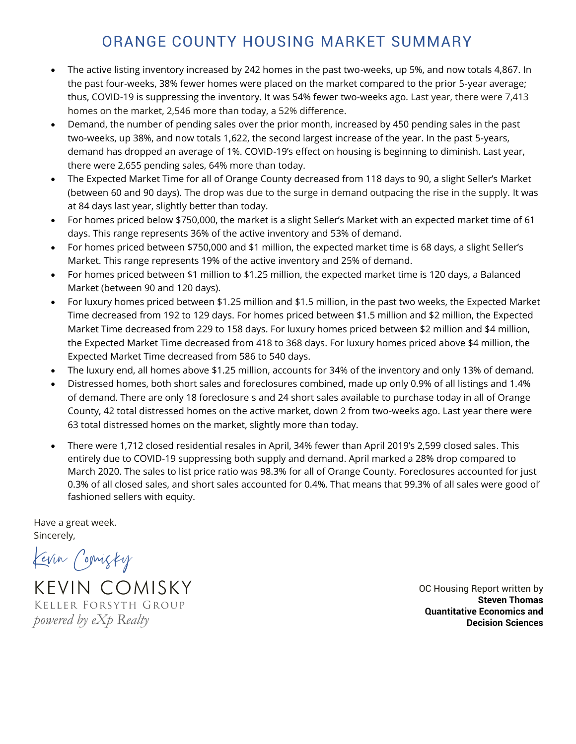# ORANGE COUNTY HOUSING MARKET SUMMARY

- The active listing inventory increased by 242 homes in the past two-weeks, up 5%, and now totals 4,867. In the past four-weeks, 38% fewer homes were placed on the market compared to the prior 5-year average; thus, COVID-19 is suppressing the inventory. It was 54% fewer two-weeks ago. Last year, there were 7,413 homes on the market, 2,546 more than today, a 52% difference.
- Demand, the number of pending sales over the prior month, increased by 450 pending sales in the past two-weeks, up 38%, and now totals 1,622, the second largest increase of the year. In the past 5-years, demand has dropped an average of 1%. COVID-19's effect on housing is beginning to diminish. Last year, there were 2,655 pending sales, 64% more than today.
- The Expected Market Time for all of Orange County decreased from 118 days to 90, a slight Seller's Market (between 60 and 90 days). The drop was due to the surge in demand outpacing the rise in the supply. It was at 84 days last year, slightly better than today.
- For homes priced below $750,000, the market is a slight Seller's Market with an expected market time of 61 days. This range represents 36% of the active inventory and 53% of demand.
- For homes priced between $750,000 and $1 million, the expected market time is 68 days, a slight Seller's Market. This range represents 19% of the active inventory and 25% of demand.
- For homes priced between $1 million to $1.25 million, the expected market time is 120 days, a Balanced Market (between 90 and 120 days).
- For luxury homes priced between $1.25 million and $1.5 million, in the past two weeks, the Expected Market Time decreased from 192 to 129 days. For homes priced between $1.5 million and $2 million, the Expected Market Time decreased from 229 to 158 days. For luxury homes priced between $2 million and $4 million, the Expected Market Time decreased from 418 to 368 days. For luxury homes priced above $4 million, the Expected Market Time decreased from 586 to 540 days.
- The luxury end, all homes above $1.25 million, accounts for 34% of the inventory and only 13% of demand.
- Distressed homes, both short sales and foreclosures combined, made up only 0.9% of all listings and 1.4% of demand. There are only 18 foreclosure s and 24 short sales available to purchase today in all of Orange County, 42 total distressed homes on the active market, down 2 from two-weeks ago. Last year there were 63 total distressed homes on the market, slightly more than today.
- There were 1,712 closed residential resales in April, 34% fewer than April 2019's 2,599 closed sales. This entirely due to COVID-19 suppressing both supply and demand. April marked a 28% drop compared to March 2020. The sales to list price ratio was 98.3% for all of Orange County. Foreclosures accounted for just 0.3% of all closed sales, and short sales accounted for 0.4%. That means that 99.3% of all sales were good ol' fashioned sellers with equity.

Have a great week.
Sincerely,

Kevin Comisky

KEVIN COMISKY
KELLER FORSYTH GROUP
*powered by eXp Realty*

OC Housing Report written by
**Steven Thomas**
**Quantitative Economics and Decision Sciences**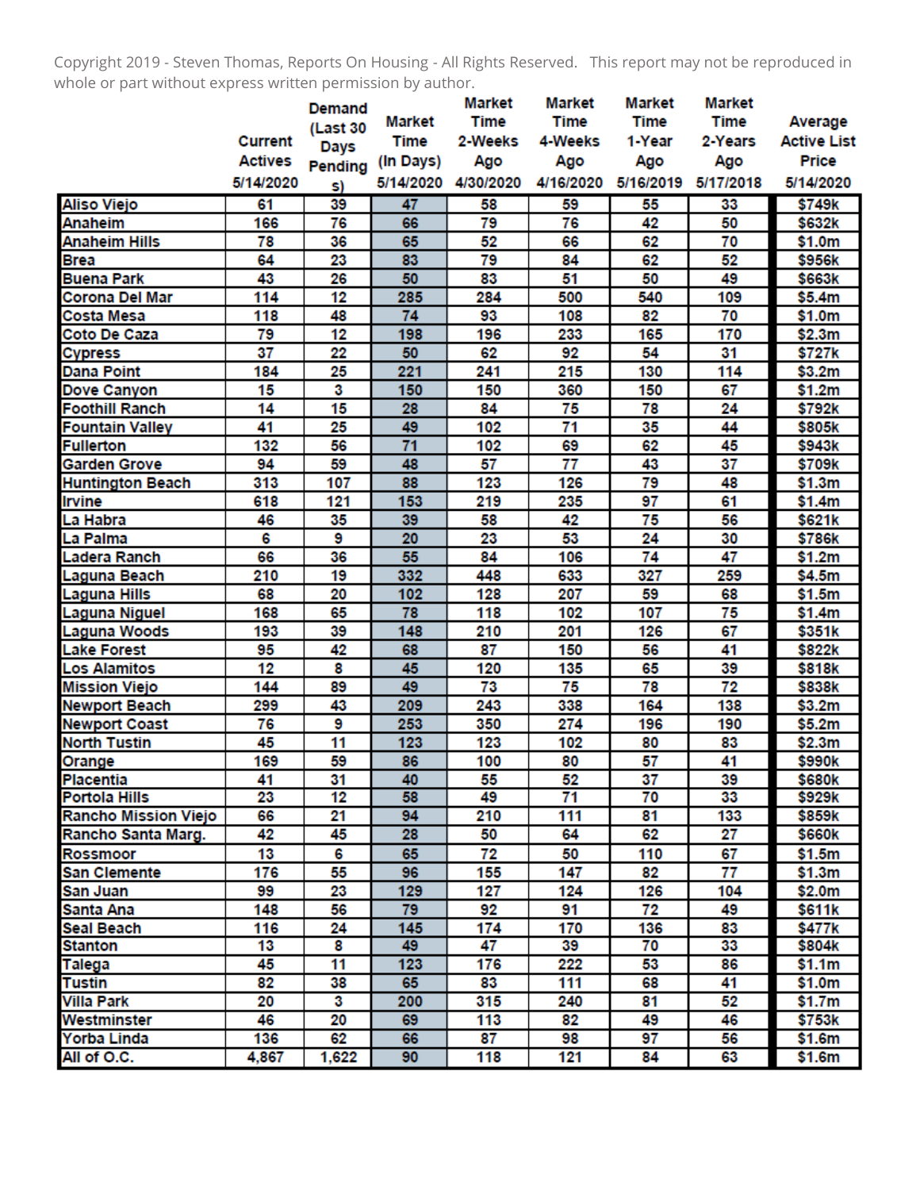Copyright 2019 - Steven Thomas, Reports On Housing - All Rights Reserved. This report may not be reproduced in whole or part without express written permission by author.

| | Current Actives 5/14/2020 | Demand (Last 30 Days Pendings) | Market Time (In Days) 5/14/2020 | Market Time 2-Weeks Ago 4/30/2020 | Market Time 4-Weeks Ago 4/16/2020 | Market Time 1-Year Ago 5/16/2019 | Market Time 2-Years Ago 5/17/2018 | Average Active List Price 5/14/2020 |
|---|---|---|---|---|---|---|---|---|
| Aliso Viejo | 61 | 39 | 47 | 58 | 59 | 55 | 33 | $749k |
| Anaheim | 166 | 76 | 66 | 79 | 76 | 42 | 50 | $632k |
| Anaheim Hills | 78 | 36 | 65 | 52 | 66 | 62 | 70 | $1.0m |
| Brea | 64 | 23 | 83 | 79 | 84 | 62 | 52 | $956k |
| Buena Park | 43 | 26 | 50 | 83 | 51 | 50 | 49 | $663k |
| Corona Del Mar | 114 | 12 | 285 | 284 | 500 | 540 | 109 | $5.4m |
| Costa Mesa | 118 | 48 | 74 | 93 | 108 | 82 | 70 | $1.0m |
| Coto De Caza | 79 | 12 | 198 | 196 | 233 | 165 | 170 | $2.3m |
| Cypress | 37 | 22 | 50 | 62 | 92 | 54 | 31 | $727k |
| Dana Point | 184 | 25 | 221 | 241 | 215 | 130 | 114 | $3.2m |
| Dove Canyon | 15 | 3 | 150 | 150 | 360 | 150 | 67 | $1.2m |
| Foothill Ranch | 14 | 15 | 28 | 84 | 75 | 78 | 24 | $792k |
| Fountain Valley | 41 | 25 | 49 | 102 | 71 | 35 | 44 | $805k |
| Fullerton | 132 | 56 | 71 | 102 | 69 | 62 | 45 | $943k |
| Garden Grove | 94 | 59 | 48 | 57 | 77 | 43 | 37 | $709k |
| Huntington Beach | 313 | 107 | 88 | 123 | 126 | 79 | 48 | $1.3m |
| Irvine | 618 | 121 | 153 | 219 | 235 | 97 | 61 | $1.4m |
| La Habra | 46 | 35 | 39 | 58 | 42 | 75 | 56 | $621k |
| La Palma | 6 | 9 | 20 | 23 | 53 | 24 | 30 | $786k |
| Ladera Ranch | 66 | 36 | 55 | 84 | 106 | 74 | 47 | $1.2m |
| Laguna Beach | 210 | 19 | 332 | 448 | 633 | 327 | 259 | $4.5m |
| Laguna Hills | 68 | 20 | 102 | 128 | 207 | 59 | 68 | $1.5m |
| Laguna Niguel | 168 | 65 | 78 | 118 | 102 | 107 | 75 | $1.4m |
| Laguna Woods | 193 | 39 | 148 | 210 | 201 | 126 | 67 | $351k |
| Lake Forest | 95 | 42 | 68 | 87 | 150 | 56 | 41 | $822k |
| Los Alamitos | 12 | 8 | 45 | 120 | 135 | 65 | 39 | $818k |
| Mission Viejo | 144 | 89 | 49 | 73 | 75 | 78 | 72 | $838k |
| Newport Beach | 299 | 43 | 209 | 243 | 338 | 164 | 138 | $3.2m |
| Newport Coast | 76 | 9 | 253 | 350 | 274 | 196 | 190 | $5.2m |
| North Tustin | 45 | 11 | 123 | 123 | 102 | 80 | 83 | $2.3m |
| Orange | 169 | 59 | 86 | 100 | 80 | 57 | 41 | $990k |
| Placentia | 41 | 31 | 40 | 55 | 52 | 37 | 39 | $680k |
| Portola Hills | 23 | 12 | 58 | 49 | 71 | 70 | 33 | $929k |
| Rancho Mission Viejo | 66 | 21 | 94 | 210 | 111 | 81 | 133 | $859k |
| Rancho Santa Marg. | 42 | 45 | 28 | 50 | 64 | 62 | 27 | $660k |
| Rossmoor | 13 | 6 | 65 | 72 | 50 | 110 | 67 | $1.5m |
| San Clemente | 176 | 55 | 96 | 155 | 147 | 82 | 77 | $1.3m |
| San Juan | 99 | 23 | 129 | 127 | 124 | 126 | 104 | $2.0m |
| Santa Ana | 148 | 56 | 79 | 92 | 91 | 72 | 49 | $611k |
| Seal Beach | 116 | 24 | 145 | 174 | 170 | 136 | 83 | $477k |
| Stanton | 13 | 8 | 49 | 47 | 39 | 70 | 33 | $804k |
| Talega | 45 | 11 | 123 | 176 | 222 | 53 | 86 | $1.1m |
| Tustin | 82 | 38 | 65 | 83 | 111 | 68 | 41 | $1.0m |
| Villa Park | 20 | 3 | 200 | 315 | 240 | 81 | 52 | $1.7m |
| Westminster | 46 | 20 | 69 | 113 | 82 | 49 | 46 | $753k |
| Yorba Linda | 136 | 62 | 66 | 87 | 98 | 97 | 56 | $1.6m |
| All of O.C. | 4,867 | 1,622 | 90 | 118 | 121 | 84 | 63 | $1.6m |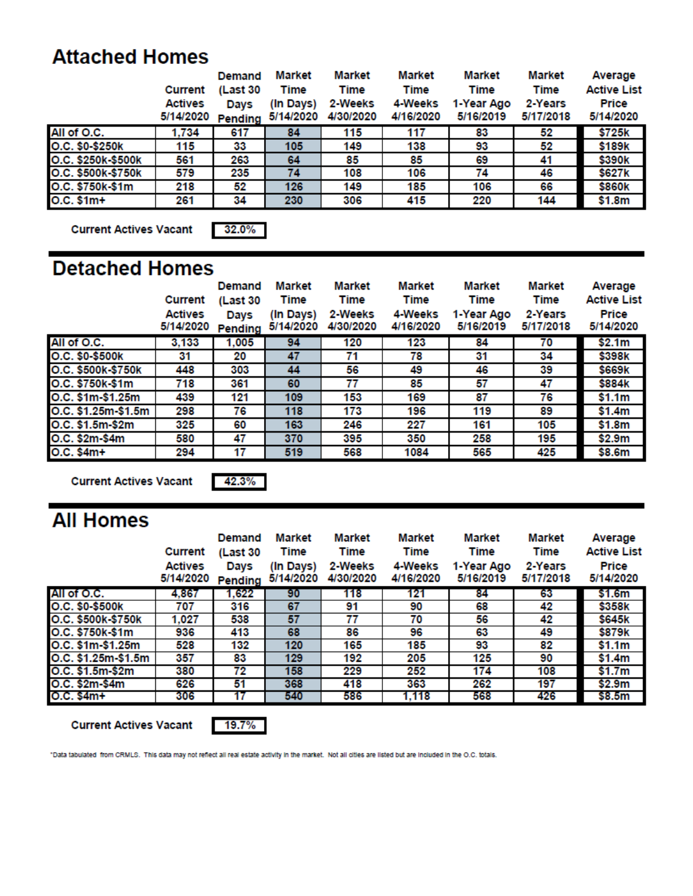## Attached Homes

| | Current Actives 5/14/2020 | Demand (Last 30 Days Pending | Market Time (In Days) 5/14/2020 | Market Time 2-Weeks 4/30/2020 | Market Time 4-Weeks 4/16/2020 | Market Time 1-Year Ago 5/16/2019 | Market Time 2-Years 5/17/2018 | Average Active List Price 5/14/2020 |
|---|---|---|---|---|---|---|---|---|
| All of O.C. | 1,734 | 617 | 84 | 115 | 117 | 83 | 52 | $725k |
| O.C. $0-$250k | 115 | 33 | 105 | 149 | 138 | 93 | 52 | $189k |
| O.C. $250k-$500k | 561 | 263 | 64 | 85 | 85 | 69 | 41 | $390k |
| O.C. $500k-$750k | 579 | 235 | 74 | 108 | 106 | 74 | 46 | $627k |
| O.C. $750k-$1m | 218 | 52 | 126 | 149 | 185 | 106 | 66 | $860k |
| O.C. $1m+ | 261 | 34 | 230 | 306 | 415 | 220 | 144 | $1.8m |

**Current Actives Vacant** 32.0%

## Detached Homes

| | Current Actives 5/14/2020 | Demand (Last 30 Days Pending | Market Time (In Days) 5/14/2020 | Market Time 2-Weeks 4/30/2020 | Market Time 4-Weeks 4/16/2020 | Market Time 1-Year Ago 5/16/2019 | Market Time 2-Years 5/17/2018 | Average Active List Price 5/14/2020 |
|---|---|---|---|---|---|---|---|---|
| All of O.C. | 3,133 | 1,005 | 94 | 120 | 123 | 84 | 70 | $2.1m |
| O.C. $0-$500k | 31 | 20 | 47 | 71 | 78 | 31 | 34 | $398k |
| O.C. $500k-$750k | 448 | 303 | 44 | 56 | 49 | 46 | 39 | $669k |
| O.C. $750k-$1m | 718 | 361 | 60 | 77 | 85 | 57 | 47 | $884k |
| O.C. $1m-$1.25m | 439 | 121 | 109 | 153 | 169 | 87 | 76 | $1.1m |
| O.C. $1.25m-$1.5m | 298 | 76 | 118 | 173 | 196 | 119 | 89 | $1.4m |
| O.C. $1.5m-$2m | 325 | 60 | 163 | 246 | 227 | 161 | 105 | $1.8m |
| O.C. $2m-$4m | 580 | 47 | 370 | 395 | 350 | 258 | 195 | $2.9m |
| O.C. $4m+ | 294 | 17 | 519 | 568 | 1084 | 565 | 425 | $8.6m |

**Current Actives Vacant** 42.3%

## All Homes

| | Current Actives 5/14/2020 | Demand (Last 30 Days Pending | Market Time (In Days) 5/14/2020 | Market Time 2-Weeks 4/30/2020 | Market Time 4-Weeks 4/16/2020 | Market Time 1-Year Ago 5/16/2019 | Market Time 2-Years 5/17/2018 | Average Active List Price 5/14/2020 |
|---|---|---|---|---|---|---|---|---|
| All of O.C. | 4,867 | 1,622 | 90 | 118 | 121 | 84 | 63 | $1.6m |
| O.C. $0-$500k | 707 | 316 | 67 | 91 | 90 | 68 | 42 | $358k |
| O.C. $500k-$750k | 1,027 | 538 | 57 | 77 | 70 | 56 | 42 | $645k |
| O.C. $750k-$1m | 936 | 413 | 68 | 86 | 96 | 63 | 49 | $879k |
| O.C. $1m-$1.25m | 528 | 132 | 120 | 165 | 185 | 93 | 82 | $1.1m |
| O.C. $1.25m-$1.5m | 357 | 83 | 129 | 192 | 205 | 125 | 90 | $1.4m |
| O.C. $1.5m-$2m | 380 | 72 | 158 | 229 | 252 | 174 | 108 | $1.7m |
| O.C. $2m-$4m | 626 | 51 | 368 | 418 | 363 | 262 | 197 | $2.9m |
| O.C. $4m+ | 306 | 17 | 540 | 586 | 1,118 | 568 | 426 | $8.5m |

**Current Actives Vacant** 19.7%

*Data tabulated from CRMLS. This data may not reflect all real estate activity in the market. Not all cities are listed but are included in the O.C. totals.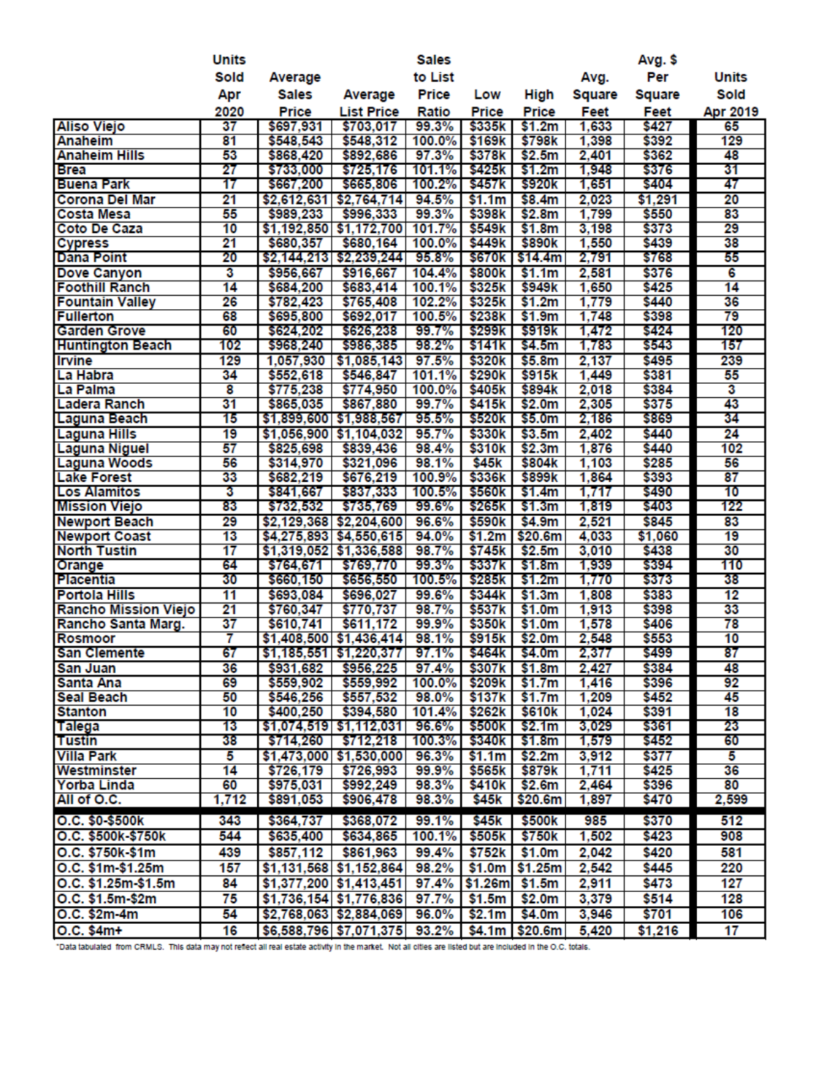| | Units Sold Apr 2020 | Average Sales Price | Average List Price | Sales to List Price Ratio | Low Price | High Price | Avg. Square Feet | Avg. $ Per Square Feet | Units Sold Apr 2019 |
|---|---|---|---|---|---|---|---|---|---|
| Aliso Viejo | 37 | $697,931 | $703,017 | 99.3% | $335k | $1.2m | 1,633 | $427 | 65 |
| Anaheim | 81 | $548,543 | $548,312 | 100.0% | $169k | $798k | 1,398 | $392 | 129 |
| Anaheim Hills | 53 | $868,420 | $892,686 | 97.3% | $378k | $2.5m | 2,401 | $362 | 48 |
| Brea | 27 | $733,000 | $725,176 | 101.1% | $425k | $1.2m | 1,948 | $376 | 31 |
| Buena Park | 17 | $667,200 | $665,806 | 100.2% | $457k | $920k | 1,651 | $404 | 47 |
| Corona Del Mar | 21 | $2,612,631 | $2,764,714 | 94.5% | $1.1m | $8.4m | 2,023 | $1,291 | 20 |
| Costa Mesa | 55 | $989,233 | $996,333 | 99.3% | $398k | $2.8m | 1,799 | $550 | 83 |
| Coto De Caza | 10 | $1,192,850 | $1,172,700 | 101.7% | $549k | $1.8m | 3,198 | $373 | 29 |
| Cypress | 21 | $680,357 | $680,164 | 100.0% | $449k | $890k | 1,550 | $439 | 38 |
| Dana Point | 20 | $2,144,213 | $2,239,244 | 95.8% | $670k | $14.4m | 2,791 | $768 | 55 |
| Dove Canyon | 3 | $956,667 | $916,667 | 104.4% | $800k | $1.1m | 2,581 | $376 | 6 |
| Foothill Ranch | 14 | $684,200 | $683,414 | 100.1% | $325k | $949k | 1,650 | $425 | 14 |
| Fountain Valley | 26 | $782,423 | $765,408 | 102.2% | $325k | $1.2m | 1,779 | $440 | 36 |
| Fullerton | 68 | $695,800 | $692,017 | 100.5% | $238k | $1.9m | 1,748 | $398 | 79 |
| Garden Grove | 60 | $624,202 | $626,238 | 99.7% | $299k | $919k | 1,472 | $424 | 120 |
| Huntington Beach | 102 | $968,240 | $986,385 | 98.2% | $141k | $4.5m | 1,783 | $543 | 157 |
| Irvine | 129 | 1,057,930 | $1,085,143 | 97.5% | $320k | $5.8m | 2,137 | $495 | 239 |
| La Habra | 34 | $552,618 | $546,847 | 101.1% | $290k | $915k | 1,449 | $381 | 55 |
| La Palma | 8 | $775,238 | $774,950 | 100.0% | $405k | $894k | 2,018 | $384 | 3 |
| Ladera Ranch | 31 | $865,035 | $867,880 | 99.7% | $415k | $2.0m | 2,305 | $375 | 43 |
| Laguna Beach | 15 | $1,899,600 | $1,988,567 | 95.5% | $520k | $5.0m | 2,186 | $869 | 34 |
| Laguna Hills | 19 | $1,056,900 | $1,104,032 | 95.7% | $330k | $3.5m | 2,402 | $440 | 24 |
| Laguna Niguel | 57 | $825,698 | $839,436 | 98.4% | $310k | $2.3m | 1,876 | $440 | 102 |
| Laguna Woods | 56 | $314,970 | $321,096 | 98.1% | $45k | $804k | 1,103 | $285 | 56 |
| Lake Forest | 33 | $682,219 | $676,219 | 100.9% | $336k | $899k | 1,864 | $393 | 87 |
| Los Alamitos | 3 | $841,667 | $837,333 | 100.5% | $560k | $1.4m | 1,717 | $490 | 10 |
| Mission Viejo | 83 | $732,532 | $735,769 | 99.6% | $265k | $1.3m | 1,819 | $403 | 122 |
| Newport Beach | 29 | $2,129,368 | $2,204,600 | 96.6% | $590k | $4.9m | 2,521 | $845 | 83 |
| Newport Coast | 13 | $4,275,893 | $4,550,615 | 94.0% | $1.2m | $20.6m | 4,033 | $1,060 | 19 |
| North Tustin | 17 | $1,319,052 | $1,336,588 | 98.7% | $745k | $2.5m | 3,010 | $438 | 30 |
| Orange | 64 | $764,671 | $769,770 | 99.3% | $337k | $1.8m | 1,939 | $394 | 110 |
| Placentia | 30 | $660,150 | $656,550 | 100.5% | $285k | $1.2m | 1,770 | $373 | 38 |
| Portola Hills | 11 | $693,084 | $696,027 | 99.6% | $344k | $1.3m | 1,808 | $383 | 12 |
| Rancho Mission Viejo | 21 | $760,347 | $770,737 | 98.7% | $537k | $1.0m | 1,913 | $398 | 33 |
| Rancho Santa Marg. | 37 | $610,741 | $611,172 | 99.9% | $350k | $1.0m | 1,578 | $406 | 78 |
| Rosmoor | 7 | $1,408,500 | $1,436,414 | 98.1% | $915k | $2.0m | 2,548 | $553 | 10 |
| San Clemente | 67 | $1,185,551 | $1,220,377 | 97.1% | $464k | $4.0m | 2,377 | $499 | 87 |
| San Juan | 36 | $931,682 | $956,225 | 97.4% | $307k | $1.8m | 2,427 | $384 | 48 |
| Santa Ana | 69 | $559,902 | $559,992 | 100.0% | $209k | $1.7m | 1,416 | $396 | 92 |
| Seal Beach | 50 | $546,256 | $557,532 | 98.0% | $137k | $1.7m | 1,209 | $452 | 45 |
| Stanton | 10 | $400,250 | $394,580 | 101.4% | $262k | $610k | 1,024 | $391 | 18 |
| Talega | 13 | $1,074,519 | $1,112,031 | 96.6% | $500k | $2.1m | 3,029 | $361 | 23 |
| Tustin | 38 | $714,260 | $712,218 | 100.3% | $340k | $1.8m | 1,579 | $452 | 60 |
| Villa Park | 5 | $1,473,000 | $1,530,000 | 96.3% | $1.1m | $2.2m | 3,912 | $377 | 5 |
| Westminster | 14 | $726,179 | $726,993 | 99.9% | $565k | $879k | 1,711 | $425 | 36 |
| Yorba Linda | 60 | $975,031 | $992,249 | 98.3% | $410k | $2.6m | 2,464 | $396 | 80 |
| All of O.C. | 1,712 | $891,053 | $906,478 | 98.3% | $45k | $20.6m | 1,897 | $470 | 2,599 |
| O.C. $0-$500k | 343 | $364,737 | $368,072 | 99.1% | $45k | $500k | 985 | $370 | 512 |
| O.C. $500k-$750k | 544 | $635,400 | $634,865 | 100.1% | $505k | $750k | 1,502 | $423 | 908 |
| O.C. $750k-$1m | 439 | $857,112 | $861,963 | 99.4% | $752k | $1.0m | 2,042 | $420 | 581 |
| O.C. $1m-$1.25m | 157 | $1,131,568 | $1,152,864 | 98.2% | $1.0m | $1.25m | 2,542 | $445 | 220 |
| O.C. $1.25m-$1.5m | 84 | $1,377,200 | $1,413,451 | 97.4% | $1.26m | $1.5m | 2,911 | $473 | 127 |
| O.C. $1.5m-$2m | 75 | $1,736,154 | $1,776,836 | 97.7% | $1.5m | $2.0m | 3,379 | $514 | 128 |
| O.C. $2m-4m | 54 | $2,768,063 | $2,884,069 | 96.0% | $2.1m | $4.0m | 3,946 | $701 | 106 |
| O.C. $4m+ | 16 | $6,588,796 | $7,071,375 | 93.2% | $4.1m | $20.6m | 5,420 | $1,216 | 17 |

*Data tabulated from CRMLS. This data may not reflect all real estate activity in the market. Not all cities are listed but are included in the O.C. totals.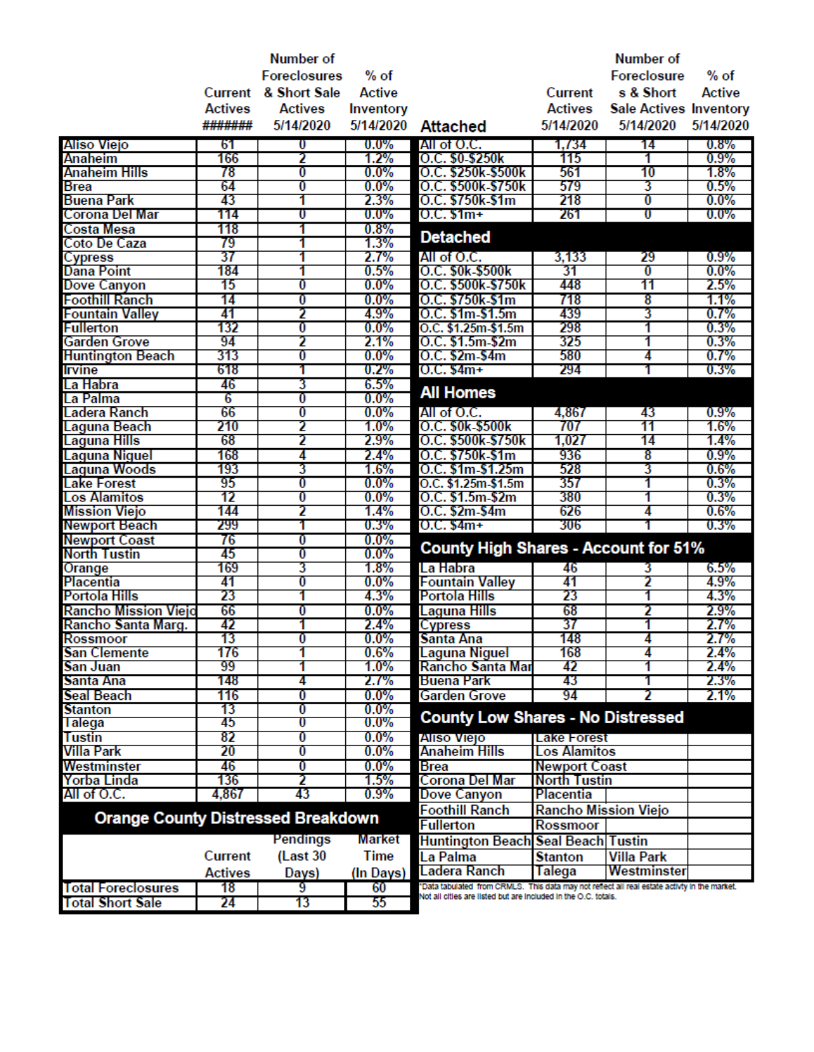| | Current Actives ####### | Number of Foreclosures & Short Sale Actives 5/14/2020 | % of Active Inventory 5/14/2020 |
|---|---|---|---|
| Aliso Viejo | 61 | 0 | 0.0% |
| Anaheim | 166 | 2 | 1.2% |
| Anaheim Hills | 78 | 0 | 0.0% |
| Brea | 64 | 0 | 0.0% |
| Buena Park | 43 | 1 | 2.3% |
| Corona Del Mar | 114 | 0 | 0.0% |
| Costa Mesa | 118 | 1 | 0.8% |
| Coto De Caza | 79 | 1 | 1.3% |
| Cypress | 37 | 1 | 2.7% |
| Dana Point | 184 | 1 | 0.5% |
| Dove Canyon | 15 | 0 | 0.0% |
| Foothill Ranch | 14 | 0 | 0.0% |
| Fountain Valley | 41 | 2 | 4.9% |
| Fullerton | 132 | 0 | 0.0% |
| Garden Grove | 94 | 2 | 2.1% |
| Huntington Beach | 313 | 0 | 0.0% |
| Irvine | 618 | 1 | 0.2% |
| La Habra | 46 | 3 | 6.5% |
| La Palma | 6 | 0 | 0.0% |
| Ladera Ranch | 66 | 0 | 0.0% |
| Laguna Beach | 210 | 2 | 1.0% |
| Laguna Hills | 68 | 2 | 2.9% |
| Laguna Niguel | 168 | 4 | 2.4% |
| Laguna Woods | 193 | 3 | 1.6% |
| Lake Forest | 95 | 0 | 0.0% |
| Los Alamitos | 12 | 0 | 0.0% |
| Mission Viejo | 144 | 2 | 1.4% |
| Newport Beach | 299 | 1 | 0.3% |
| Newport Coast | 76 | 0 | 0.0% |
| North Tustin | 45 | 0 | 0.0% |
| Orange | 169 | 3 | 1.8% |
| Placentia | 41 | 0 | 0.0% |
| Portola Hills | 23 | 1 | 4.3% |
| Rancho Mission Viejo | 66 | 0 | 0.0% |
| Rancho Santa Marg. | 42 | 1 | 2.4% |
| Rossmoor | 13 | 0 | 0.0% |
| San Clemente | 176 | 1 | 0.6% |
| San Juan | 99 | 1 | 1.0% |
| Santa Ana | 148 | 4 | 2.7% |
| Seal Beach | 116 | 0 | 0.0% |
| Stanton | 13 | 0 | 0.0% |
| Talega | 45 | 0 | 0.0% |
| Tustin | 82 | 0 | 0.0% |
| Villa Park | 20 | 0 | 0.0% |
| Westminster | 46 | 0 | 0.0% |
| Yorba Linda | 136 | 2 | 1.5% |
| All of O.C. | 4,867 | 43 | 0.9% |

## Orange County Distressed Breakdown

| | Current Actives | Pendings (Last 30 Days) | Market Time (In Days) |
|---|---|---|---|
| Total Foreclosures | 18 | 9 | 60 |
| Total Short Sale | 24 | 13 | 55 |

| Attached | Current Actives 5/14/2020 | Number of Foreclosures & Short Sale Actives 5/14/2020 | % of Active Inventory 5/14/2020 |
|---|---|---|---|
| All of O.C. | 1,734 | 14 | 0.8% |
| O.C. $0-$250k | 115 | 1 | 0.9% |
| O.C. $250k-$500k | 561 | 10 | 1.8% |
| O.C. $500k-$750k | 579 | 3 | 0.5% |
| O.C. $750k-$1m | 218 | 0 | 0.0% |
| O.C. $1m+ | 261 | 0 | 0.0% |
| **Detached** | | | |
| All of O.C. | 3,133 | 29 | 0.9% |
| O.C. $0k-$500k | 31 | 0 | 0.0% |
| O.C. $500k-$750k | 448 | 11 | 2.5% |
| O.C. $750k-$1m | 718 | 8 | 1.1% |
| O.C. $1m-$1.5m | 439 | 3 | 0.7% |
| O.C. $1.25m-$1.5m | 298 | 1 | 0.3% |
| O.C. $1.5m-$2m | 325 | 1 | 0.3% |
| O.C. $2m-$4m | 580 | 4 | 0.7% |
| O.C. $4m+ | 294 | 1 | 0.3% |
| **All Homes** | | | |
| All of O.C. | 4,867 | 43 | 0.9% |
| O.C. $0k-$500k | 707 | 11 | 1.6% |
| O.C. $500k-$750k | 1,027 | 14 | 1.4% |
| O.C. $750k-$1m | 936 | 8 | 0.9% |
| O.C. $1m-$1.25m | 528 | 3 | 0.6% |
| O.C. $1.25m-$1.5m | 357 | 1 | 0.3% |
| O.C. $1.5m-$2m | 380 | 1 | 0.3% |
| O.C. $2m-$4m | 626 | 4 | 0.6% |
| O.C. $4m+ | 306 | 1 | 0.3% |
| **County High Shares - Account for 51%** | | | |
| La Habra | 46 | 3 | 6.5% |
| Fountain Valley | 41 | 2 | 4.9% |
| Portola Hills | 23 | 1 | 4.3% |
| Laguna Hills | 68 | 2 | 2.9% |
| Cypress | 37 | 1 | 2.7% |
| Santa Ana | 148 | 4 | 2.7% |
| Laguna Niguel | 168 | 4 | 2.4% |
| Rancho Santa Mar | 42 | 1 | 2.4% |
| Buena Park | 43 | 1 | 2.3% |
| Garden Grove | 94 | 2 | 2.1% |

## County Low Shares - No Distressed

| | | | |
|---|---|---|---|
| Aliso Viejo | Lake Forest | | |
| Anaheim Hills | Los Alamitos | | |
| Brea | Newport Coast | | |
| Corona Del Mar | North Tustin | | |
| Dove Canyon | Placentia | | |
| Foothill Ranch | Rancho Mission Viejo | | |
| Fullerton | Rossmoor | | |
| Huntington Beach | Seal Beach | Tustin | |
| La Palma | Stanton | Villa Park | |
| Ladera Ranch | Talega | Westminster | |

*Data tabulated from CRMLS. This data may not reflect all real estate activity in the market. Not all cities are listed but are included in the O.C. totals.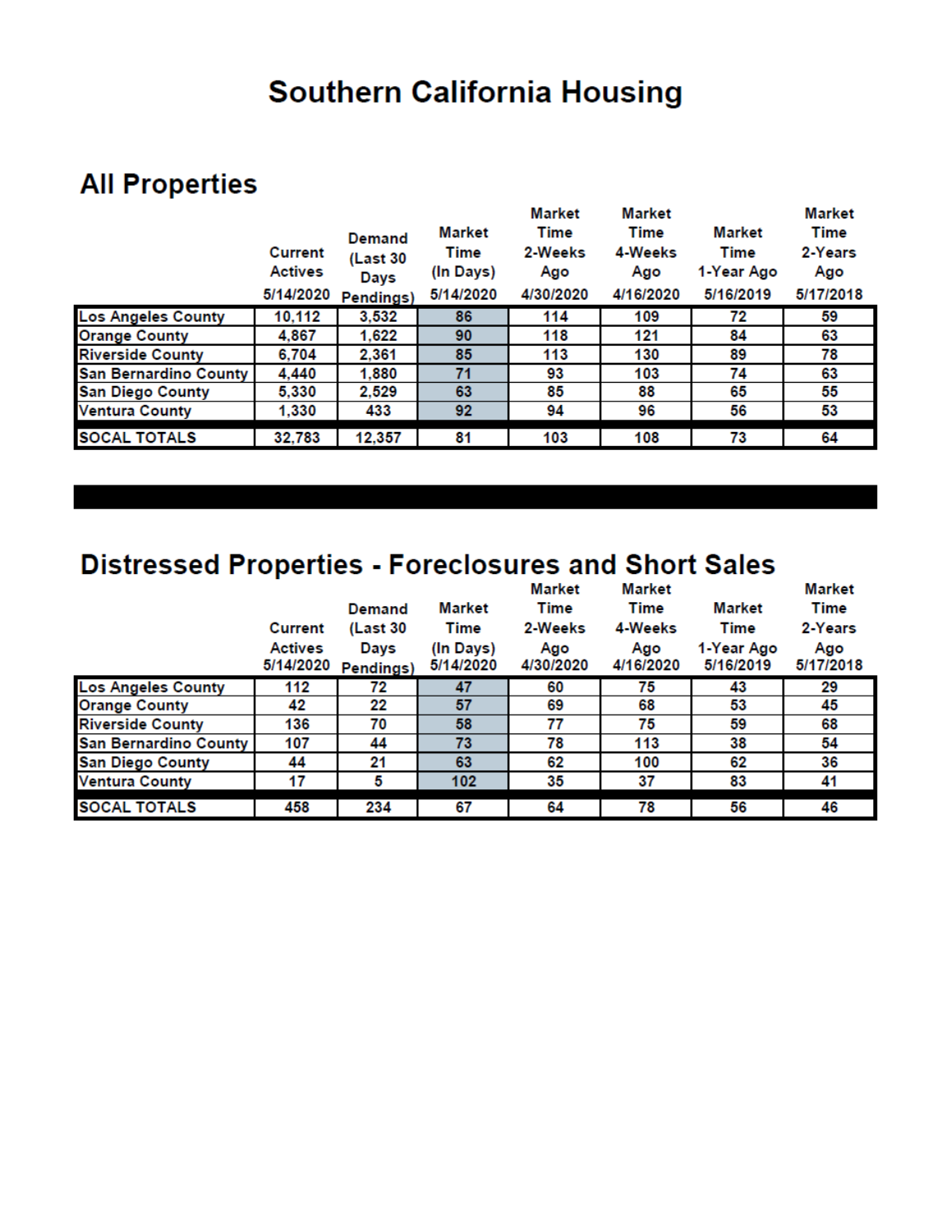# Southern California Housing

## All Properties

| | Current Actives 5/14/2020 | Demand (Last 30 Days Pendings) | Market Time (In Days) 5/14/2020 | Market Time 2-Weeks Ago 4/30/2020 | Market Time 4-Weeks Ago 4/16/2020 | Market Time 1-Year Ago 5/16/2019 | Market Time 2-Years Ago 5/17/2018 |
|---|---|---|---|---|---|---|---|
| Los Angeles County | 10,112 | 3,532 | 86 | 114 | 109 | 72 | 59 |
| Orange County | 4,867 | 1,622 | 90 | 118 | 121 | 84 | 63 |
| Riverside County | 6,704 | 2,361 | 85 | 113 | 130 | 89 | 78 |
| San Bernardino County | 4,440 | 1,880 | 71 | 93 | 103 | 74 | 63 |
| San Diego County | 5,330 | 2,529 | 63 | 85 | 88 | 65 | 55 |
| Ventura County | 1,330 | 433 | 92 | 94 | 96 | 56 | 53 |
| SOCAL TOTALS | 32,783 | 12,357 | 81 | 103 | 108 | 73 | 64 |

## Distressed Properties - Foreclosures and Short Sales

| | Current Actives 5/14/2020 | Demand (Last 30 Days Pendings) | Market Time (In Days) 5/14/2020 | Market Time 2-Weeks Ago 4/30/2020 | Market Time 4-Weeks Ago 4/16/2020 | Market Time 1-Year Ago 5/16/2019 | Market Time 2-Years Ago 5/17/2018 |
|---|---|---|---|---|---|---|---|
| Los Angeles County | 112 | 72 | 47 | 60 | 75 | 43 | 29 |
| Orange County | 42 | 22 | 57 | 69 | 68 | 53 | 45 |
| Riverside County | 136 | 70 | 58 | 77 | 75 | 59 | 68 |
| San Bernardino County | 107 | 44 | 73 | 78 | 113 | 38 | 54 |
| San Diego County | 44 | 21 | 63 | 62 | 100 | 62 | 36 |
| Ventura County | 17 | 5 | 102 | 35 | 37 | 83 | 41 |
| SOCAL TOTALS | 458 | 234 | 67 | 64 | 78 | 56 | 46 |